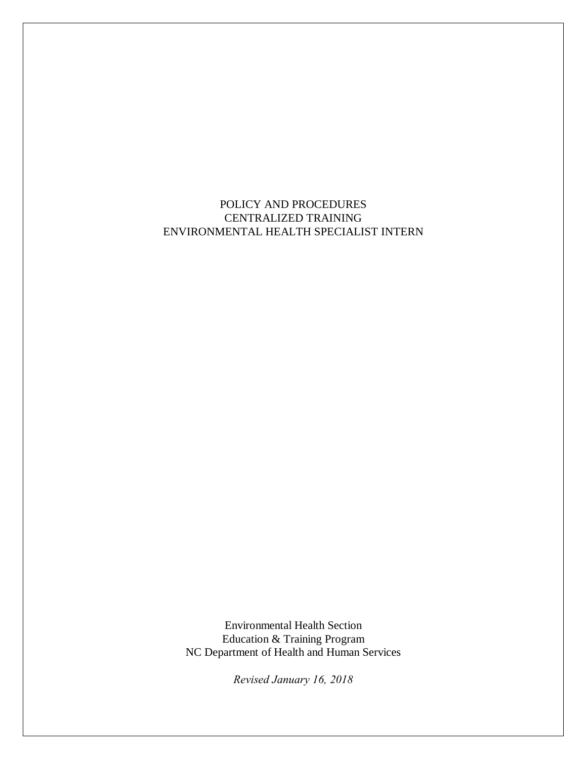# POLICY AND PROCEDURES
# CENTRALIZED TRAINING
# ENVIRONMENTAL HEALTH SPECIALIST INTERN

Environmental Health Section
Education & Training Program
NC Department of Health and Human Services

*Revised January 16, 2018*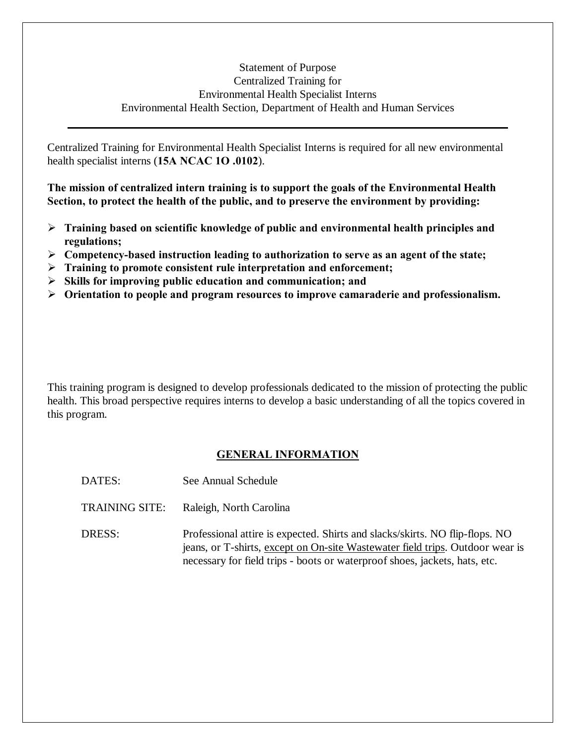# Statement of Purpose
## Centralized Training for Environmental Health Specialist Interns
### Environmental Health Section, Department of Health and Human Services

---

Centralized Training for Environmental Health Specialist Interns is required for all new environmental health specialist interns (**15A NCAC 1O .0102**).

**The mission of centralized intern training is to support the goals of the Environmental Health Section, to protect the health of the public, and to preserve the environment by providing:**

- **Training based on scientific knowledge of public and environmental health principles and regulations;**
- **Competency-based instruction leading to authorization to serve as an agent of the state;**
- **Training to promote consistent rule interpretation and enforcement;**
- **Skills for improving public education and communication; and**
- **Orientation to people and program resources to improve camaraderie and professionalism.**

This training program is designed to develop professionals dedicated to the mission of protecting the public health. This broad perspective requires interns to develop a basic understanding of all the topics covered in this program.

## GENERAL INFORMATION

| | |
|---|---|
| DATES: | See Annual Schedule |
| TRAINING SITE: | Raleigh, North Carolina |
| DRESS: | Professional attire is expected. Shirts and slacks/skirts. NO flip-flops. NO jeans, or T-shirts, <u>except on On-site Wastewater field trips</u>. Outdoor wear is necessary for field trips - boots or waterproof shoes, jackets, hats, etc. |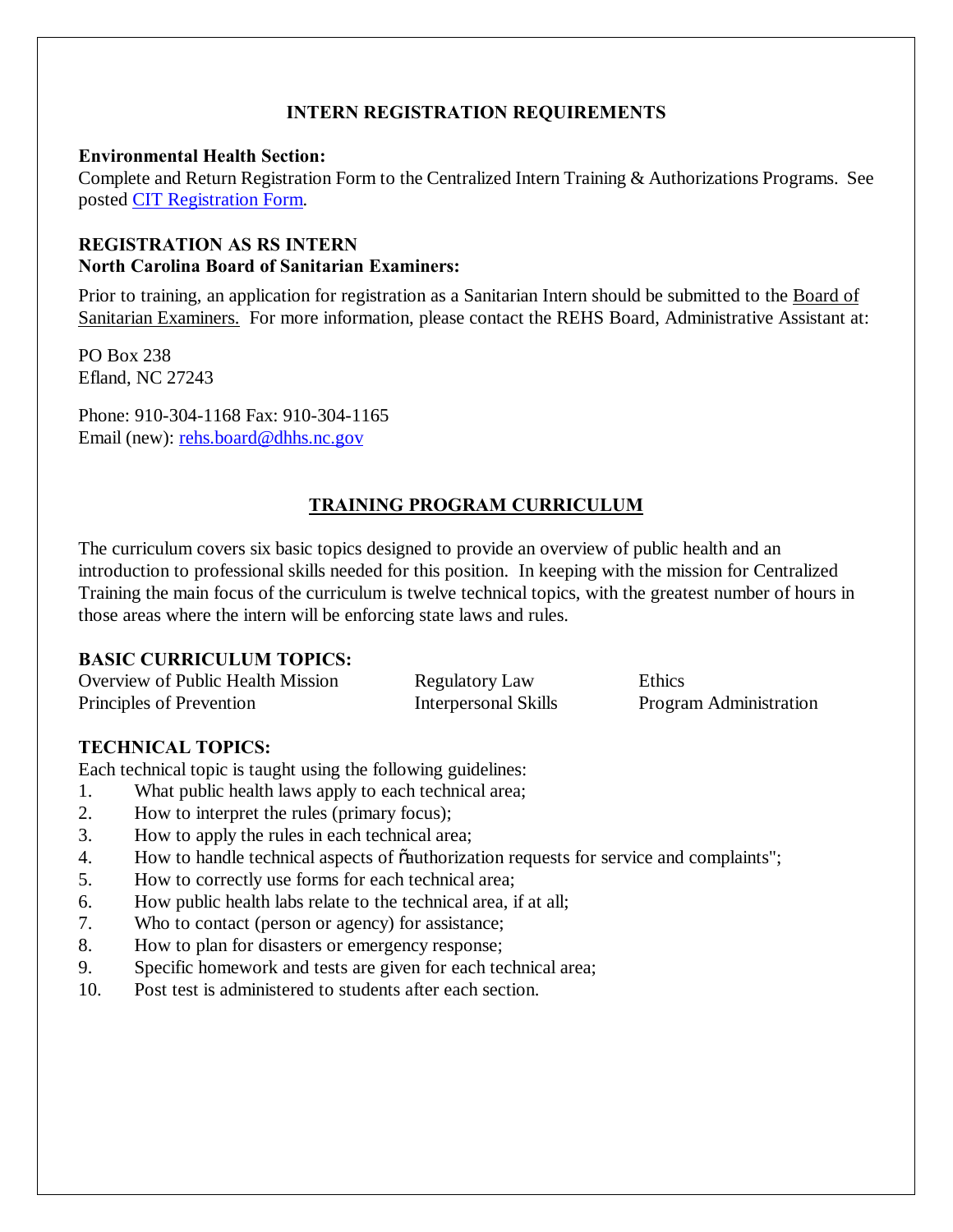## INTERN REGISTRATION REQUIREMENTS

**Environmental Health Section:**
Complete and Return Registration Form to the Centralized Intern Training & Authorizations Programs. See posted CIT Registration Form.

**REGISTRATION AS RS INTERN**
**North Carolina Board of Sanitarian Examiners:**

Prior to training, an application for registration as a Sanitarian Intern should be submitted to the Board of Sanitarian Examiners. For more information, please contact the REHS Board, Administrative Assistant at:

PO Box 238
Efland, NC 27243

Phone: 910-304-1168 Fax: 910-304-1165
Email (new): rehs.board@dhhs.nc.gov

## TRAINING PROGRAM CURRICULUM

The curriculum covers six basic topics designed to provide an overview of public health and an introduction to professional skills needed for this position. In keeping with the mission for Centralized Training the main focus of the curriculum is twelve technical topics, with the greatest number of hours in those areas where the intern will be enforcing state laws and rules.

### BASIC CURRICULUM TOPICS:

| | | |
|---|---|---|
| Overview of Public Health Mission | Regulatory Law | Ethics |
| Principles of Prevention | Interpersonal Skills | Program Administration |

### TECHNICAL TOPICS:

Each technical topic is taught using the following guidelines:

1. What public health laws apply to each technical area;
2. How to interpret the rules (primary focus);
3. How to apply the rules in each technical area;
4. How to handle technical aspects of "authorization requests for service and complaints";
5. How to correctly use forms for each technical area;
6. How public health labs relate to the technical area, if at all;
7. Who to contact (person or agency) for assistance;
8. How to plan for disasters or emergency response;
9. Specific homework and tests are given for each technical area;
10. Post test is administered to students after each section.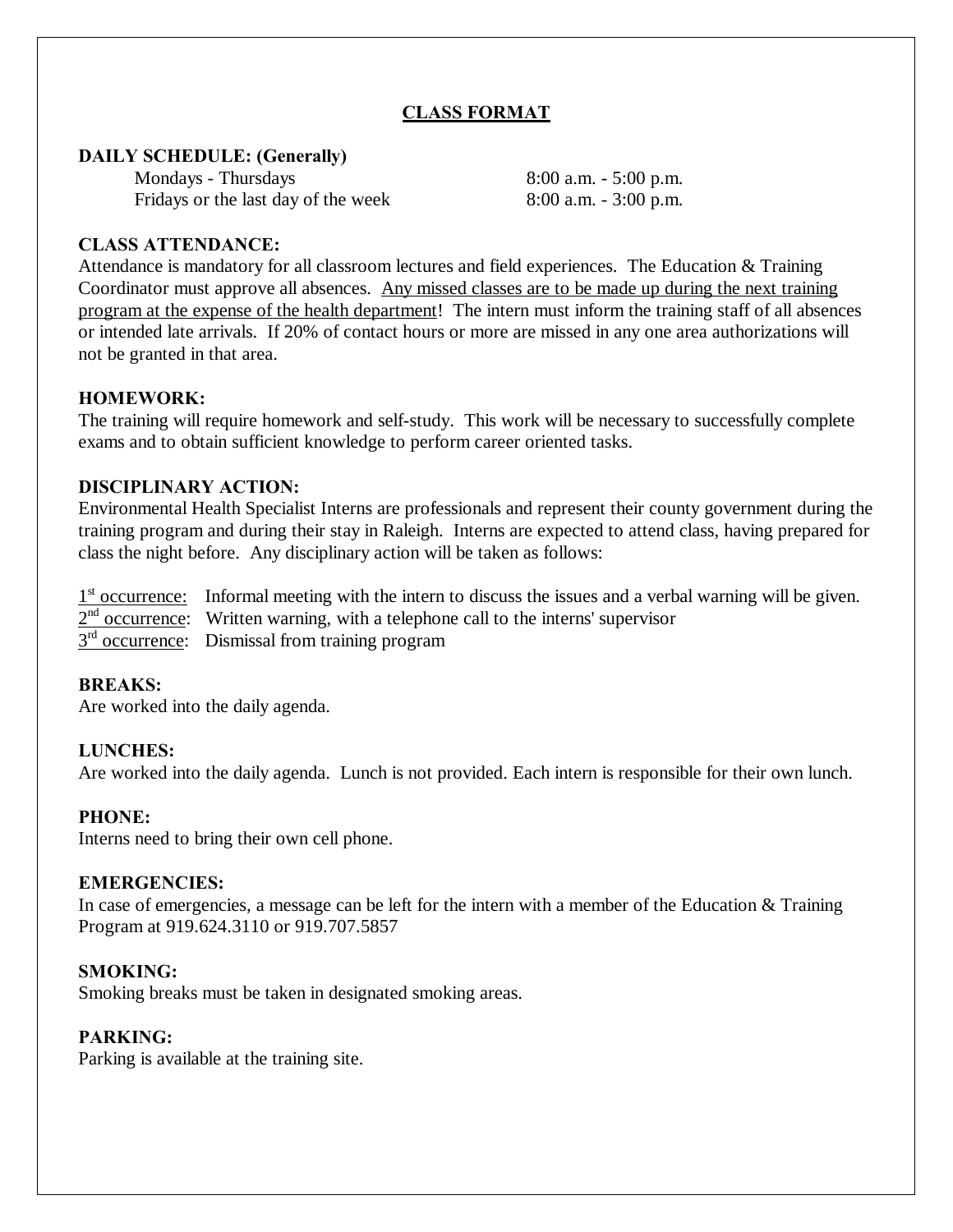# CLASS FORMAT

**DAILY SCHEDULE: (Generally)**

| | |
|---|---|
| Mondays - Thursdays | 8:00 a.m. - 5:00 p.m. |
| Fridays or the last day of the week | 8:00 a.m. - 3:00 p.m. |

**CLASS ATTENDANCE:**

Attendance is mandatory for all classroom lectures and field experiences. The Education & Training Coordinator must approve all absences. Any missed classes are to be made up during the next training program at the expense of the health department! The intern must inform the training staff of all absences or intended late arrivals. If 20% of contact hours or more are missed in any one area authorizations will not be granted in that area.

**HOMEWORK:**

The training will require homework and self-study. This work will be necessary to successfully complete exams and to obtain sufficient knowledge to perform career oriented tasks.

**DISCIPLINARY ACTION:**

Environmental Health Specialist Interns are professionals and represent their county government during the training program and during their stay in Raleigh. Interns are expected to attend class, having prepared for class the night before. Any disciplinary action will be taken as follows:

1st occurrence: Informal meeting with the intern to discuss the issues and a verbal warning will be given.
2nd occurrence: Written warning, with a telephone call to the interns' supervisor
3rd occurrence: Dismissal from training program

**BREAKS:**

Are worked into the daily agenda.

**LUNCHES:**

Are worked into the daily agenda. Lunch is not provided. Each intern is responsible for their own lunch.

**PHONE:**

Interns need to bring their own cell phone.

**EMERGENCIES:**

In case of emergencies, a message can be left for the intern with a member of the Education & Training Program at 919.624.3110 or 919.707.5857

**SMOKING:**

Smoking breaks must be taken in designated smoking areas.

**PARKING:**

Parking is available at the training site.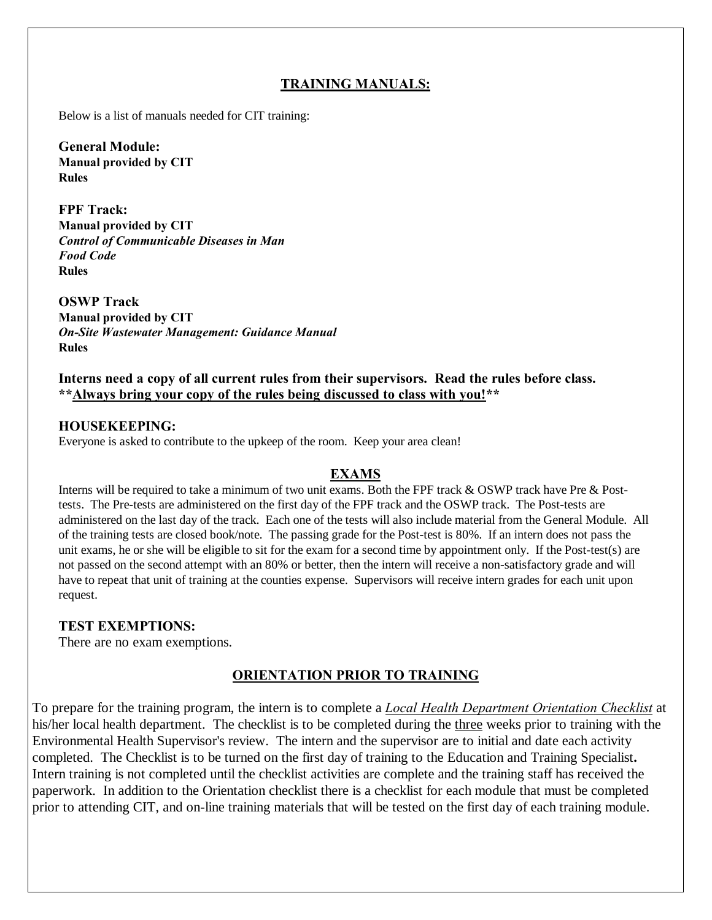## TRAINING MANUALS:

Below is a list of manuals needed for CIT training:

**General Module:**
**Manual provided by CIT**
**Rules**

**FPF Track:**
**Manual provided by CIT**
***Control of Communicable Diseases in Man***
***Food Code***
**Rules**

**OSWP Track**
**Manual provided by CIT**
***On-Site Wastewater Management: Guidance Manual***
**Rules**

**Interns need a copy of all current rules from their supervisors. Read the rules before class.**
**\*\*Always bring your copy of the rules being discussed to class with you!\*\***

### HOUSEKEEPING:

Everyone is asked to contribute to the upkeep of the room. Keep your area clean!

## EXAMS

Interns will be required to take a minimum of two unit exams. Both the FPF track & OSWP track have Pre & Post-tests. The Pre-tests are administered on the first day of the FPF track and the OSWP track. The Post-tests are administered on the last day of the track. Each one of the tests will also include material from the General Module. All of the training tests are closed book/note. The passing grade for the Post-test is 80%. If an intern does not pass the unit exams, he or she will be eligible to sit for the exam for a second time by appointment only. If the Post-test(s) are not passed on the second attempt with an 80% or better, then the intern will receive a non-satisfactory grade and will have to repeat that unit of training at the counties expense. Supervisors will receive intern grades for each unit upon request.

### TEST EXEMPTIONS:

There are no exam exemptions.

## ORIENTATION PRIOR TO TRAINING

To prepare for the training program, the intern is to complete a *Local Health Department Orientation Checklist* at his/her local health department. The checklist is to be completed during the three weeks prior to training with the Environmental Health Supervisor's review. The intern and the supervisor are to initial and date each activity completed. The Checklist is to be turned on the first day of training to the Education and Training Specialist**.** Intern training is not completed until the checklist activities are complete and the training staff has received the paperwork. In addition to the Orientation checklist there is a checklist for each module that must be completed prior to attending CIT, and on-line training materials that will be tested on the first day of each training module.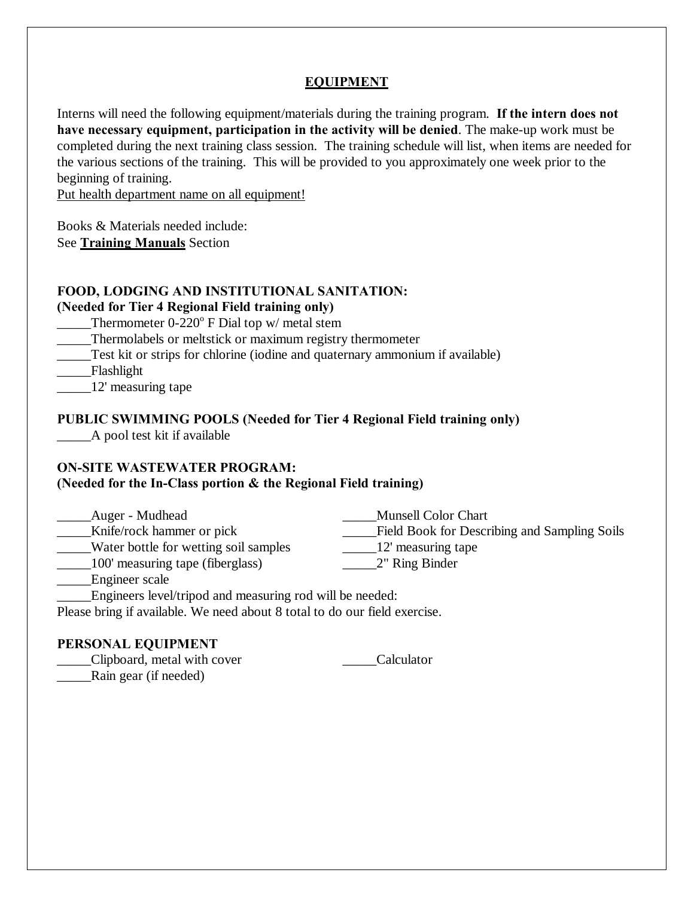## EQUIPMENT

Interns will need the following equipment/materials during the training program. **If the intern does not have necessary equipment, participation in the activity will be denied**. The make-up work must be completed during the next training class session. The training schedule will list, when items are needed for the various sections of the training. This will be provided to you approximately one week prior to the beginning of training.

Put health department name on all equipment!

Books & Materials needed include:
See **Training Manuals** Section

### FOOD, LODGING AND INSTITUTIONAL SANITATION:
**(Needed for Tier 4 Regional Field training only)**

_____Thermometer 0-220° F Dial top w/ metal stem
_____Thermolabels or meltstick or maximum registry thermometer
_____Test kit or strips for chlorine (iodine and quaternary ammonium if available)
_____Flashlight
_____12' measuring tape

### PUBLIC SWIMMING POOLS (Needed for Tier 4 Regional Field training only)

_____A pool test kit if available

### ON-SITE WASTEWATER PROGRAM:
**(Needed for the In-Class portion & the Regional Field training)**

_____Auger - Mudhead
_____Knife/rock hammer or pick
_____Water bottle for wetting soil samples
_____100' measuring tape (fiberglass)
_____Munsell Color Chart
_____Field Book for Describing and Sampling Soils
_____12' measuring tape
_____2" Ring Binder
_____Engineer scale
_____Engineers level/tripod and measuring rod will be needed:
Please bring if available. We need about 8 total to do our field exercise.

### PERSONAL EQUIPMENT

_____Clipboard, metal with cover
_____Rain gear (if needed)
_____Calculator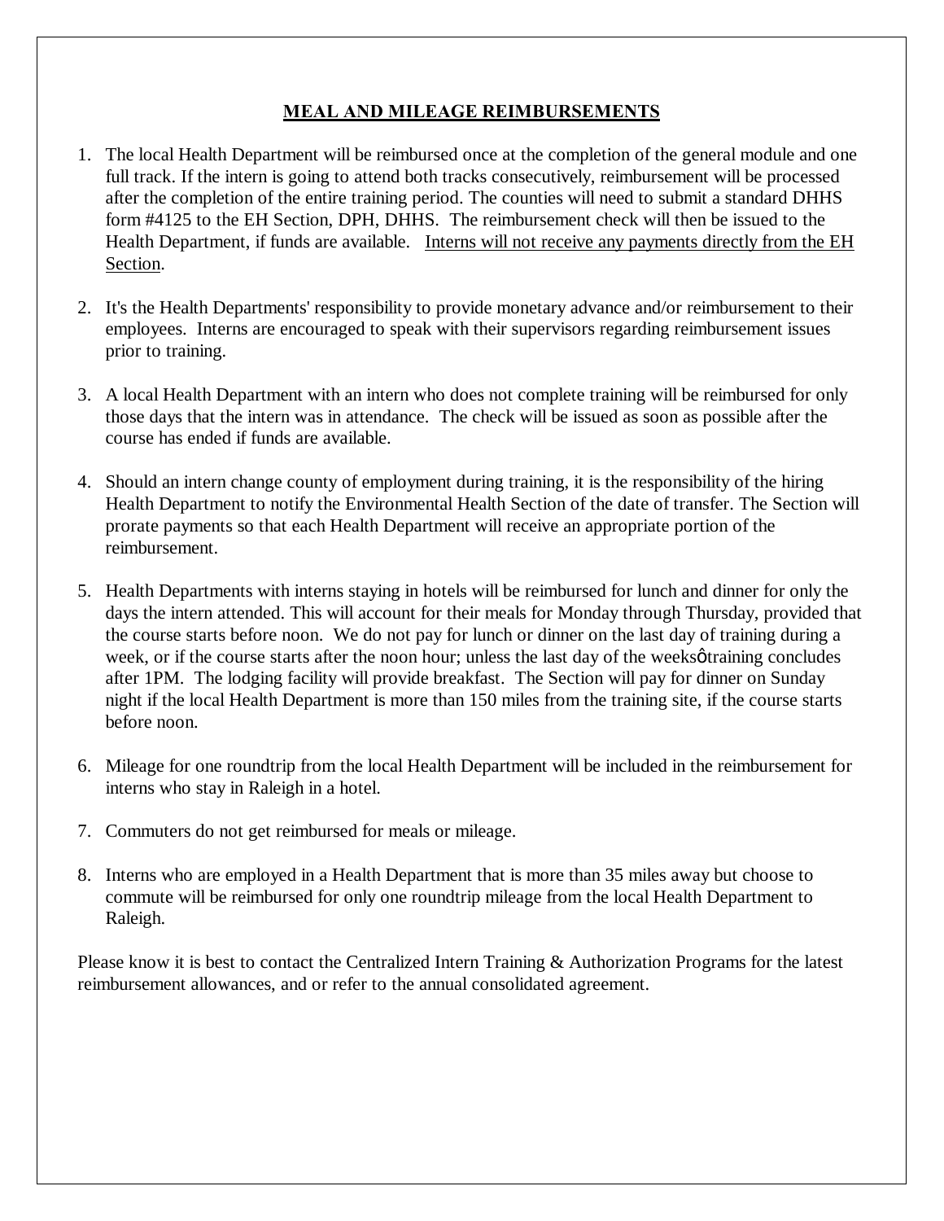## MEAL AND MILEAGE REIMBURSEMENTS

1. The local Health Department will be reimbursed once at the completion of the general module and one full track. If the intern is going to attend both tracks consecutively, reimbursement will be processed after the completion of the entire training period. The counties will need to submit a standard DHHS form #4125 to the EH Section, DPH, DHHS. The reimbursement check will then be issued to the Health Department, if funds are available. <u>Interns will not receive any payments directly from the EH Section</u>.

2. It's the Health Departments' responsibility to provide monetary advance and/or reimbursement to their employees. Interns are encouraged to speak with their supervisors regarding reimbursement issues prior to training.

3. A local Health Department with an intern who does not complete training will be reimbursed for only those days that the intern was in attendance. The check will be issued as soon as possible after the course has ended if funds are available.

4. Should an intern change county of employment during training, it is the responsibility of the hiring Health Department to notify the Environmental Health Section of the date of transfer. The Section will prorate payments so that each Health Department will receive an appropriate portion of the reimbursement.

5. Health Departments with interns staying in hotels will be reimbursed for lunch and dinner for only the days the intern attended. This will account for their meals for Monday through Thursday, provided that the course starts before noon. We do not pay for lunch or dinner on the last day of training during a week, or if the course starts after the noon hour; unless the last day of the weeksφtraining concludes after 1PM. The lodging facility will provide breakfast. The Section will pay for dinner on Sunday night if the local Health Department is more than 150 miles from the training site, if the course starts before noon.

6. Mileage for one roundtrip from the local Health Department will be included in the reimbursement for interns who stay in Raleigh in a hotel.

7. Commuters do not get reimbursed for meals or mileage.

8. Interns who are employed in a Health Department that is more than 35 miles away but choose to commute will be reimbursed for only one roundtrip mileage from the local Health Department to Raleigh.

Please know it is best to contact the Centralized Intern Training & Authorization Programs for the latest reimbursement allowances, and or refer to the annual consolidated agreement.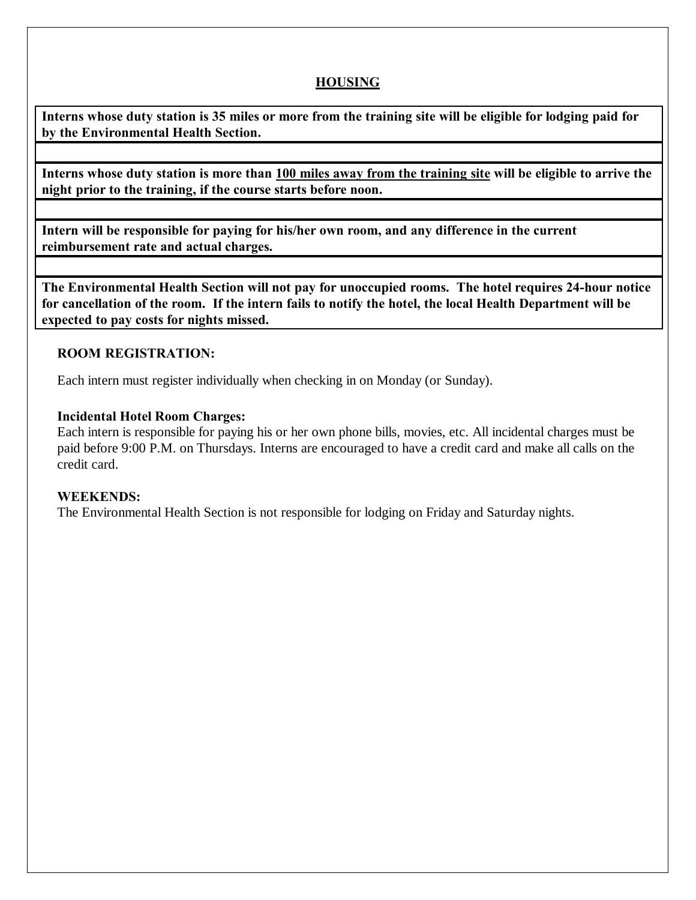## HOUSING

**Interns whose duty station is 35 miles or more from the training site will be eligible for lodging paid for by the Environmental Health Section.**

**Interns whose duty station is more than 100 miles away from the training site will be eligible to arrive the night prior to the training, if the course starts before noon.**

**Intern will be responsible for paying for his/her own room, and any difference in the current reimbursement rate and actual charges.**

**The Environmental Health Section will not pay for unoccupied rooms. The hotel requires 24-hour notice for cancellation of the room. If the intern fails to notify the hotel, the local Health Department will be expected to pay costs for nights missed.**

### ROOM REGISTRATION:

Each intern must register individually when checking in on Monday (or Sunday).

### Incidental Hotel Room Charges:

Each intern is responsible for paying his or her own phone bills, movies, etc. All incidental charges must be paid before 9:00 P.M. on Thursdays. Interns are encouraged to have a credit card and make all calls on the credit card.

### WEEKENDS:

The Environmental Health Section is not responsible for lodging on Friday and Saturday nights.